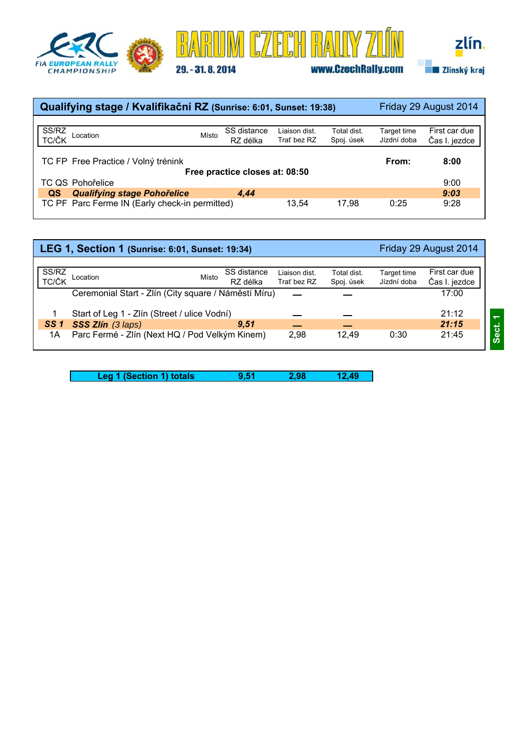# BARUM CZECH RALLY ZLÍN

29. - 31. 8. 2014

www.CzechRally.com

FIA EUROPEAN RALLY CHAMPIONSHIP

zlín. Zlínský kraj

## Qualifying stage / Kvalifikační RZ (Sunrise: 6:01, Sunset: 19:38) — Friday 29 August 2014

| SS/RZ TC/ČK | Location | Místo | SS distance RZ délka | Liaison dist. Trať bez RZ | Total dist. Spoj. úsek | Target time Jízdní doba | First car due Čas I. jezdce |
|---|---|---|---|---|---|---|---|
| TC FP | Free Practice / Volný trénink | | | | | **From:** | **8:00** |
| | **Free practice closes at: 08:50** | | | | | | |
| TC QS | Pohořelice | | | | | | 9:00 |
| **QS** | ***Qualifying stage Pohořelice*** | | ***4,44*** | | | | ***9:03*** |
| TC PF | Parc Ferme IN (Early check-in permitted) | | | 13,54 | 17,98 | 0:25 | 9:28 |

## LEG 1, Section 1 (Sunrise: 6:01, Sunset: 19:34) — Friday 29 August 2014

| SS/RZ TC/ČK | Location | Místo | SS distance RZ délka | Liaison dist. Trať bez RZ | Total dist. Spoj. úsek | Target time Jízdní doba | First car due Čas I. jezdce |
|---|---|---|---|---|---|---|---|
| | Ceremonial Start - Zlín (City square / Náměstí Míru) | | | — | — | | 17:00 |
| 1 | Start of Leg 1 - Zlín (Street / ulice Vodní) | | | — | — | | 21:12 |
| ***SS 1*** | ***SSS Zlín** (3 laps)* | | ***9,51*** | — | — | | ***21:15*** |
| 1A | Parc Fermé - Zlín (Next HQ / Pod Velkým Kinem) | | | 2,98 | 12,49 | 0:30 | 21:45 |

**Sect. 1**

| **Leg 1 (Section 1) totals** | **9,51** | **2,98** | **12,49** |
|---|---|---|---|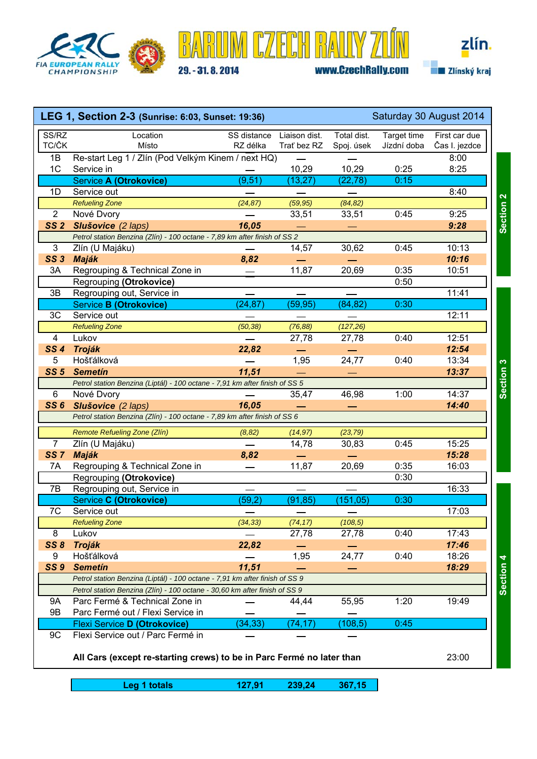# BARUM CZECH RALLY ZLÍN

29. - 31. 8. 2014 www.CzechRally.com

FIA EUROPEAN RALLY CHAMPIONSHIP

zlín. Zlínský kraj

## LEG 1, Section 2-3 (Sunrise: 6:03, Sunset: 19:36) — Saturday 30 August 2014

| SS/RZ TC/ČK | Location Místo | SS distance RZ délka | Liaison dist. Trať bez RZ | Total dist. Spoj. úsek | Target time Jízdní doba | First car due Čas I. jezdce | Section |
|---|---|---|---|---|---|---|---|
| 1B | Re-start Leg 1 / Zlín (Pod Velkým Kinem / next HQ) | — | — | | | 8:00 | Section 2 |
| 1C | Service in | — | 10,29 | 10,29 | 0:25 | 8:25 | |
| | **Service A (Otrokovice)** | (9,51) | (13,27) | (22,78) | 0:15 | | |
| 1D | Service out | — | — | — | | 8:40 | |
| | *Refueling Zone* | *(24,87)* | *(59,95)* | *(84,82)* | | | |
| 2 | Nové Dvory | — | 33,51 | 33,51 | 0:45 | 9:25 | |
| **SS 2** | ***Slušovice** (2 laps)* | ***16,05*** | — | — | | ***9:28*** | |
| | *Petrol station Benzina (Zlín) - 100 octane - 7,89 km after finish of SS 2* | | | | | | |
| 3 | Zlín (U Majáku) | — | 14,57 | 30,62 | 0:45 | 10:13 | |
| **SS 3** | ***Maják*** | ***8,82*** | — | — | | ***10:16*** | |
| 3A | Regrouping & Technical Zone in | — | 11,87 | 20,69 | 0:35 | 10:51 | |
| | Regrouping **(Otrokovice)** | | | | 0:50 | | |
| 3B | Regrouping out, Service in | — | — | — | | 11:41 | Section 3 |
| | **Service B (Otrokovice)** | (24,87) | (59,95) | (84,82) | 0:30 | | |
| 3C | Service out | — | — | — | | 12:11 | |
| | *Refueling Zone* | *(50,38)* | *(76,88)* | *(127,26)* | | | |
| 4 | Lukov | — | 27,78 | 27,78 | 0:40 | 12:51 | |
| **SS 4** | ***Troják*** | ***22,82*** | — | — | | ***12:54*** | |
| 5 | Hošťálková | — | 1,95 | 24,77 | 0:40 | 13:34 | |
| **SS 5** | ***Semetín*** | ***11,51*** | — | — | | ***13:37*** | |
| | *Petrol station Benzina (Liptál) - 100 octane - 7,91 km after finish of SS 5* | | | | | | |
| 6 | Nové Dvory | — | 35,47 | 46,98 | 1:00 | 14:37 | |
| **SS 6** | ***Slušovice** (2 laps)* | ***16,05*** | — | — | | ***14:40*** | |
| | *Petrol station Benzina (Zlín) - 100 octane - 7,89 km after finish of SS 6* | | | | | | |
| | *Remote Refueling Zone (Zlín)* | *(8,82)* | *(14,97)* | *(23,79)* | | | |
| 7 | Zlín (U Majáku) | — | 14,78 | 30,83 | 0:45 | 15:25 | |
| **SS 7** | ***Maják*** | ***8,82*** | — | — | | ***15:28*** | |
| 7A | Regrouping & Technical Zone in | — | 11,87 | 20,69 | 0:35 | 16:03 | |
| | Regrouping **(Otrokovice)** | | | | 0:30 | | |
| 7B | Regrouping out, Service in | — | — | — | | 16:33 | Section 4 |
| | **Service C (Otrokovice)** | (59,2) | (91,85) | (151,05) | 0:30 | | |
| 7C | Service out | — | — | — | | 17:03 | |
| | *Refueling Zone* | *(34,33)* | *(74,17)* | *(108,5)* | | | |
| 8 | Lukov | — | 27,78 | 27,78 | 0:40 | 17:43 | |
| **SS 8** | ***Troják*** | ***22,82*** | — | — | | ***17:46*** | |
| 9 | Hošťálková | — | 1,95 | 24,77 | 0:40 | 18:26 | |
| **SS 9** | ***Semetín*** | ***11,51*** | — | — | | ***18:29*** | |
| | *Petrol station Benzina (Liptál) - 100 octane - 7,91 km after finish of SS 9* | | | | | | |
| | *Petrol station Benzina (Zlín) - 100 octane - 30,60 km after finish of SS 9* | | | | | | |
| 9A | Parc Fermé & Technical Zone in | — | 44,44 | 55,95 | 1:20 | 19:49 | |
| 9B | Parc Fermé out / Flexi Service in | — | — | — | | | |
| | **Flexi Service D (Otrokovice)** | (34,33) | (74,17) | (108,5) | 0:45 | | |
| 9C | Flexi Service out / Parc Fermé in | — | — | — | | | |
| | **All Cars (except re-starting crews) to be in Parc Fermé no later than** | | | | | 23:00 | |

| | SS distance | Liaison dist. | Total dist. |
|---|---|---|---|
| **Leg 1 totals** | **127,91** | **239,24** | **367,15** |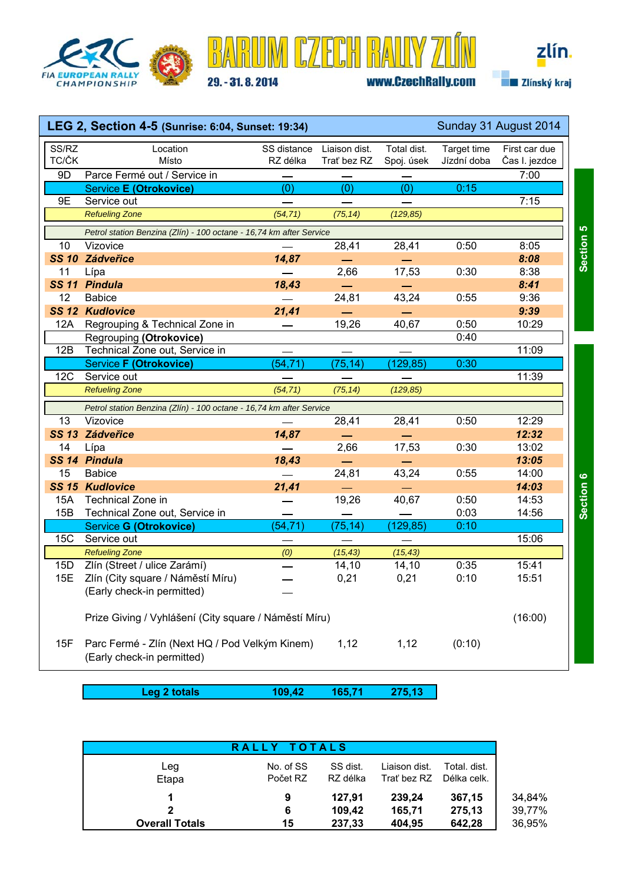FIA EUROPEAN RALLY CHAMPIONSHIP

# BARUM CZECH RALLY ZLÍN

29. - 31. 8. 2014 www.CzechRally.com

zlín. Zlínský kraj

## LEG 2, Section 4-5 (Sunrise: 6:04, Sunset: 19:34) — Sunday 31 August 2014

| SS/RZ TC/ČK | Location Místo | SS distance RZ délka | Liaison dist. Trať bez RZ | Total dist. Spoj. úsek | Target time Jízdní doba | First car due Čas I. jezdce |
|---|---|---|---|---|---|---|
| 9D | Parce Fermé out / Service in | — | — | — | | 7:00 |
| | **Service E (Otrokovice)** | (0) | (0) | (0) | 0:15 | |
| 9E | Service out | — | — | — | | 7:15 |
| | *Refueling Zone* | *(54,71)* | *(75,14)* | *(129,85)* | | |
| | *Petrol station Benzina (Zlín) - 100 octane - 16,74 km after Service* | | | | | |
| 10 | Vizovice | — | 28,41 | 28,41 | 0:50 | 8:05 |
| ***SS 10*** | ***Zádveřice*** | ***14,87*** | — | — | | ***8:08*** |
| 11 | Lípa | — | 2,66 | 17,53 | 0:30 | 8:38 |
| ***SS 11*** | ***Pindula*** | ***18,43*** | — | — | | ***8:41*** |
| 12 | Babice | — | 24,81 | 43,24 | 0:55 | 9:36 |
| ***SS 12*** | ***Kudlovice*** | ***21,41*** | — | — | | ***9:39*** |
| 12A | Regrouping & Technical Zone in | — | 19,26 | 40,67 | 0:50 | 10:29 |
| | Regrouping (Otrokovice) | | | | 0:40 | |
| 12B | Technical Zone out, Service in | — | — | — | | 11:09 |
| | **Service F (Otrokovice)** | (54,71) | (75,14) | (129,85) | 0:30 | |
| 12C | Service out | — | — | — | | 11:39 |
| | *Refueling Zone* | *(54,71)* | *(75,14)* | *(129,85)* | | |
| | *Petrol station Benzina (Zlín) - 100 octane - 16,74 km after Service* | | | | | |
| 13 | Vizovice | — | 28,41 | 28,41 | 0:50 | 12:29 |
| ***SS 13*** | ***Zádveřice*** | ***14,87*** | — | — | | ***12:32*** |
| 14 | Lípa | — | 2,66 | 17,53 | 0:30 | 13:02 |
| ***SS 14*** | ***Pindula*** | ***18,43*** | — | — | | ***13:05*** |
| 15 | Babice | — | 24,81 | 43,24 | 0:55 | 14:00 |
| ***SS 15*** | ***Kudlovice*** | ***21,41*** | — | — | | ***14:03*** |
| 15A | Technical Zone in | — | 19,26 | 40,67 | 0:50 | 14:53 |
| 15B | Technical Zone out, Service in | — | — | — | 0:03 | 14:56 |
| | **Service G (Otrokovice)** | (54,71) | (75,14) | (129,85) | 0:10 | |
| 15C | Service out | — | — | — | | 15:06 |
| | *Refueling Zone* | *(0)* | *(15,43)* | *(15,43)* | | |
| 15D | Zlín (Street / ulice Zarámí) | — | 14,10 | 14,10 | 0:35 | 15:41 |
| 15E | Zlín (City square / Náměstí Míru) (Early check-in permitted) | — | 0,21 | 0,21 | 0:10 | 15:51 |
| | Prize Giving / Vyhlášení (City square / Náměstí Míru) | | | | | (16:00) |
| 15F | Parc Fermé - Zlín (Next HQ / Pod Velkým Kinem) (Early check-in permitted) | | 1,12 | 1,12 | (0:10) | |

Section 5: TC 9D – SS 12 / Section 6: TC 12B – TC 15F

| Leg 2 totals | 109,42 | 165,71 | 275,13 |
|---|---|---|---|

## RALLY TOTALS

| Leg Etapa | No. of SS Počet RZ | SS dist. RZ délka | Liaison dist. Trať bez RZ | Total. dist. Délka celk. | |
|---|---|---|---|---|---|
| **1** | **9** | **127,91** | **239,24** | **367,15** | 34,84% |
| **2** | **6** | **109,42** | **165,71** | **275,13** | 39,77% |
| **Overall Totals** | **15** | **237,33** | **404,95** | **642,28** | 36,95% |